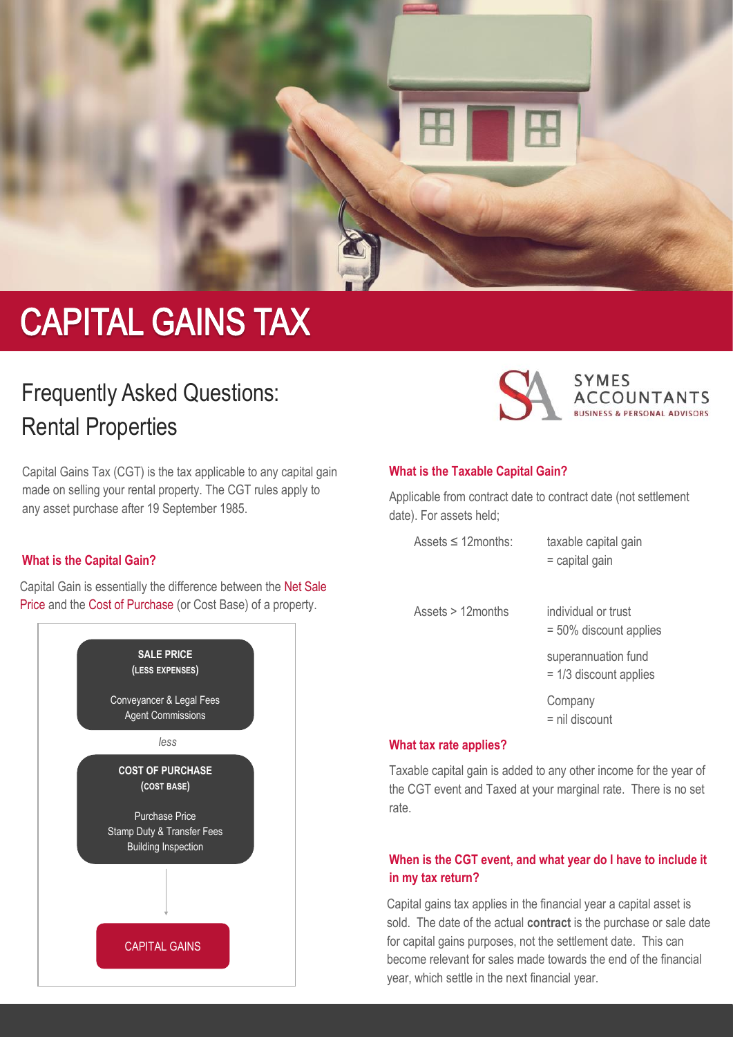# CAPITAL GAINS TAX

## Frequently Asked Questions: Rental Properties

SYMES ACCOUNTANTS
BUSINESS & PERSONAL ADVISORS

Capital Gains Tax (CGT) is the tax applicable to any capital gain made on selling your rental property. The CGT rules apply to any asset purchase after 19 September 1985.

### What is the Capital Gain?

Capital Gain is essentially the difference between the Net Sale Price and the Cost of Purchase (or Cost Base) of a property.

**SALE PRICE**
**(LESS EXPENSES)**

Conveyancer & Legal Fees
Agent Commissions

*less*

**COST OF PURCHASE**
**(COST BASE)**

Purchase Price
Stamp Duty & Transfer Fees
Building Inspection

CAPITAL GAINS

### What is the Taxable Capital Gain?

Applicable from contract date to contract date (not settlement date). For assets held;

| | |
|---|---|
| Assets ≤ 12months: | taxable capital gain = capital gain |
| Assets > 12months | individual or trust = 50% discount applies |
| | superannuation fund = 1/3 discount applies |
| | Company = nil discount |

### What tax rate applies?

Taxable capital gain is added to any other income for the year of the CGT event and Taxed at your marginal rate. There is no set rate.

### When is the CGT event, and what year do I have to include it in my tax return?

Capital gains tax applies in the financial year a capital asset is sold. The date of the actual **contract** is the purchase or sale date for capital gains purposes, not the settlement date. This can become relevant for sales made towards the end of the financial year, which settle in the next financial year.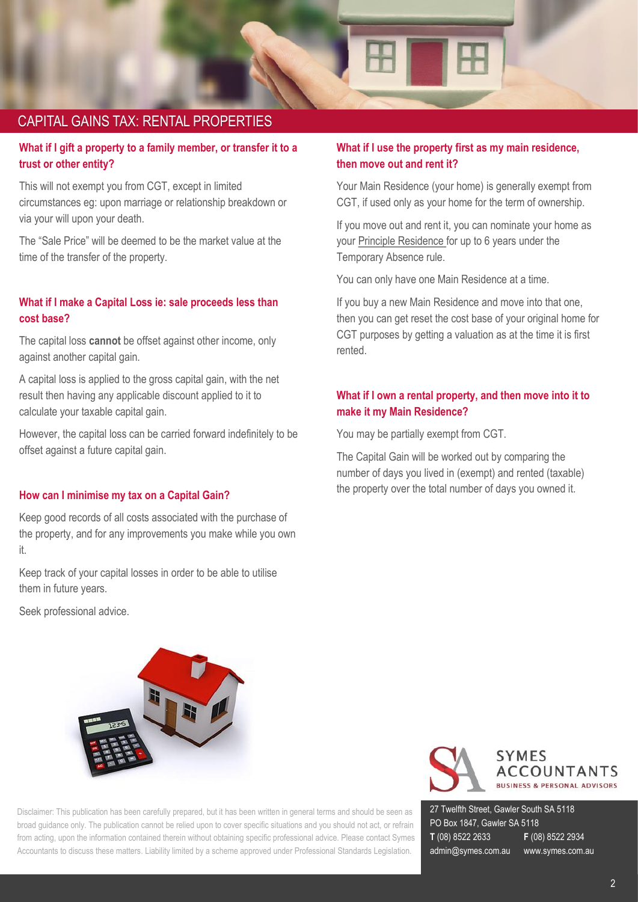# CAPITAL GAINS TAX: RENTAL PROPERTIES

### What if I gift a property to a family member, or transfer it to a trust or other entity?

This will not exempt you from CGT, except in limited circumstances eg: upon marriage or relationship breakdown or via your will upon your death.

The "Sale Price" will be deemed to be the market value at the time of the transfer of the property.

### What if I make a Capital Loss ie: sale proceeds less than cost base?

The capital loss **cannot** be offset against other income, only against another capital gain.

A capital loss is applied to the gross capital gain, with the net result then having any applicable discount applied to it to calculate your taxable capital gain.

However, the capital loss can be carried forward indefinitely to be offset against a future capital gain.

### How can I minimise my tax on a Capital Gain?

Keep good records of all costs associated with the purchase of the property, and for any improvements you make while you own it.

Keep track of your capital losses in order to be able to utilise them in future years.

Seek professional advice.

### What if I use the property first as my main residence, then move out and rent it?

Your Main Residence (your home) is generally exempt from CGT, if used only as your home for the term of ownership.

If you move out and rent it, you can nominate your home as your Principle Residence for up to 6 years under the Temporary Absence rule.

You can only have one Main Residence at a time.

If you buy a new Main Residence and move into that one, then you can get reset the cost base of your original home for CGT purposes by getting a valuation as at the time it is first rented.

### What if I own a rental property, and then move into it to make it my Main Residence?

You may be partially exempt from CGT.

The Capital Gain will be worked out by comparing the number of days you lived in (exempt) and rented (taxable) the property over the total number of days you owned it.

Disclaimer: This publication has been carefully prepared, but it has been written in general terms and should be seen as broad guidance only. The publication cannot be relied upon to cover specific situations and you should not act, or refrain from acting, upon the information contained therein without obtaining specific professional advice. Please contact Symes Accountants to discuss these matters. Liability limited by a scheme approved under Professional Standards Legislation.

SYMES ACCOUNTANTS
BUSINESS & PERSONAL ADVISORS

27 Twelfth Street, Gawler South SA 5118
PO Box 1847, Gawler SA 5118
**T** (08) 8522 2633 **F** (08) 8522 2934
admin@symes.com.au www.symes.com.au